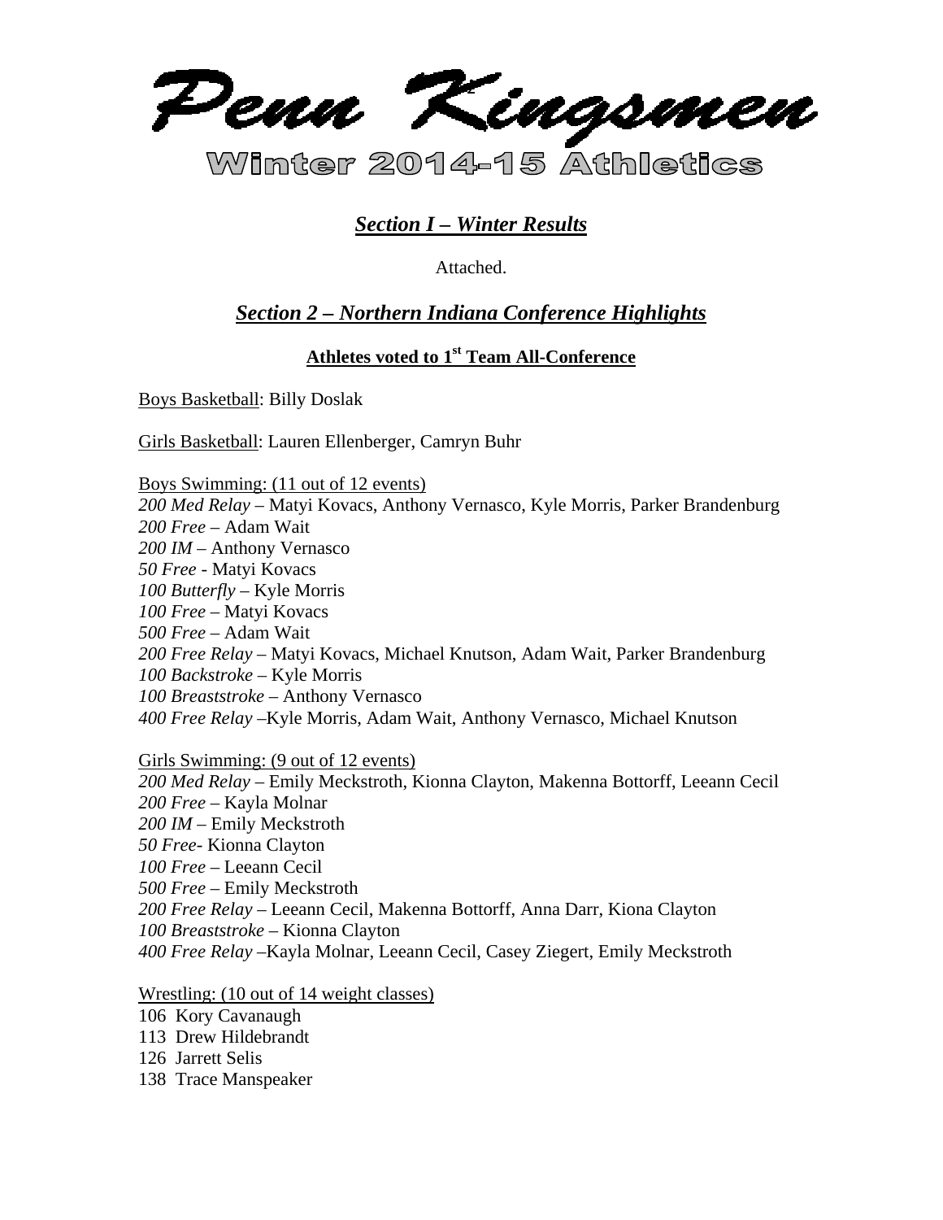# Penn Kingsmen

## Winter 2014-15 Athletics

## *Section I – Winter Results*

Attached.

## *Section 2 – Northern Indiana Conference Highlights*

### Athletes voted to 1st Team All-Conference

Boys Basketball: Billy Doslak

Girls Basketball: Lauren Ellenberger, Camryn Buhr

Boys Swimming: (11 out of 12 events)
*200 Med Relay* – Matyi Kovacs, Anthony Vernasco, Kyle Morris, Parker Brandenburg
*200 Free* – Adam Wait
*200 IM* – Anthony Vernasco
*50 Free* - Matyi Kovacs
*100 Butterfly* – Kyle Morris
*100 Free* – Matyi Kovacs
*500 Free* – Adam Wait
*200 Free Relay* – Matyi Kovacs, Michael Knutson, Adam Wait, Parker Brandenburg
*100 Backstroke* – Kyle Morris
*100 Breaststroke* – Anthony Vernasco
*400 Free Relay* –Kyle Morris, Adam Wait, Anthony Vernasco, Michael Knutson

Girls Swimming: (9 out of 12 events)
*200 Med Relay* – Emily Meckstroth, Kionna Clayton, Makenna Bottorff, Leeann Cecil
*200 Free* – Kayla Molnar
*200 IM* – Emily Meckstroth
*50 Free*- Kionna Clayton
*100 Free* – Leeann Cecil
*500 Free* – Emily Meckstroth
*200 Free Relay* – Leeann Cecil, Makenna Bottorff, Anna Darr, Kiona Clayton
*100 Breaststroke* – Kionna Clayton
*400 Free Relay* –Kayla Molnar, Leeann Cecil, Casey Ziegert, Emily Meckstroth

Wrestling: (10 out of 14 weight classes)
106 Kory Cavanaugh
113 Drew Hildebrandt
126 Jarrett Selis
138 Trace Manspeaker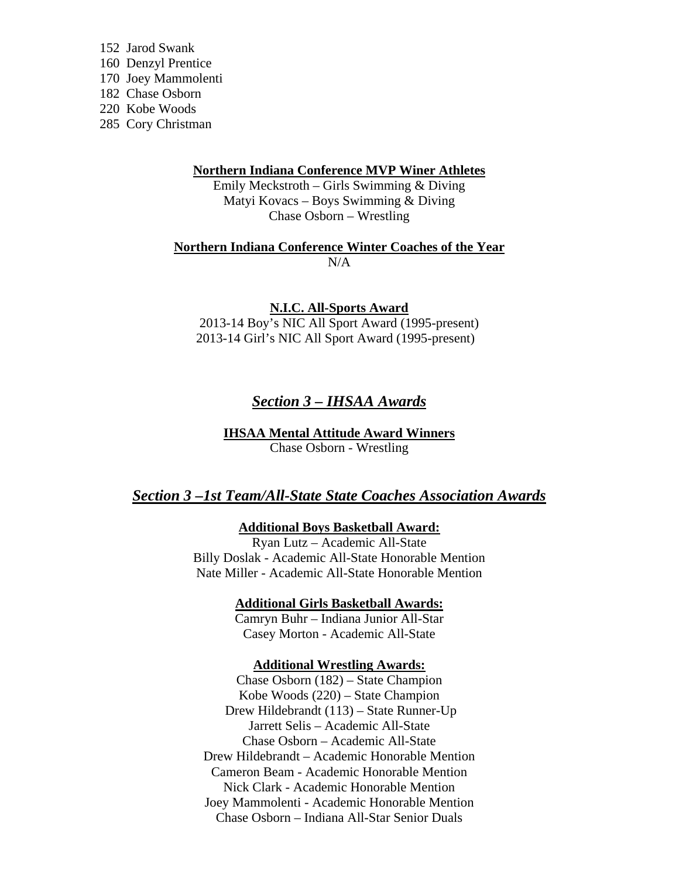152 Jarod Swank
160 Denzyl Prentice
170 Joey Mammolenti
182 Chase Osborn
220 Kobe Woods
285 Cory Christman

**Northern Indiana Conference MVP Winer Athletes**

Emily Meckstroth – Girls Swimming & Diving
Matyi Kovacs – Boys Swimming & Diving
Chase Osborn – Wrestling

**Northern Indiana Conference Winter Coaches of the Year**

N/A

**N.I.C. All-Sports Award**

2013-14 Boy's NIC All Sport Award (1995-present)
2013-14 Girl's NIC All Sport Award (1995-present)

## *Section 3 – IHSAA Awards*

**IHSAA Mental Attitude Award Winners**

Chase Osborn - Wrestling

## *Section 3 –1st Team/All-State State Coaches Association Awards*

**Additional Boys Basketball Award:**

Ryan Lutz – Academic All-State
Billy Doslak - Academic All-State Honorable Mention
Nate Miller - Academic All-State Honorable Mention

**Additional Girls Basketball Awards:**

Camryn Buhr – Indiana Junior All-Star
Casey Morton - Academic All-State

**Additional Wrestling Awards:**

Chase Osborn (182) – State Champion
Kobe Woods (220) – State Champion
Drew Hildebrandt (113) – State Runner-Up
Jarrett Selis – Academic All-State
Chase Osborn – Academic All-State
Drew Hildebrandt – Academic Honorable Mention
Cameron Beam - Academic Honorable Mention
Nick Clark - Academic Honorable Mention
Joey Mammolenti - Academic Honorable Mention
Chase Osborn – Indiana All-Star Senior Duals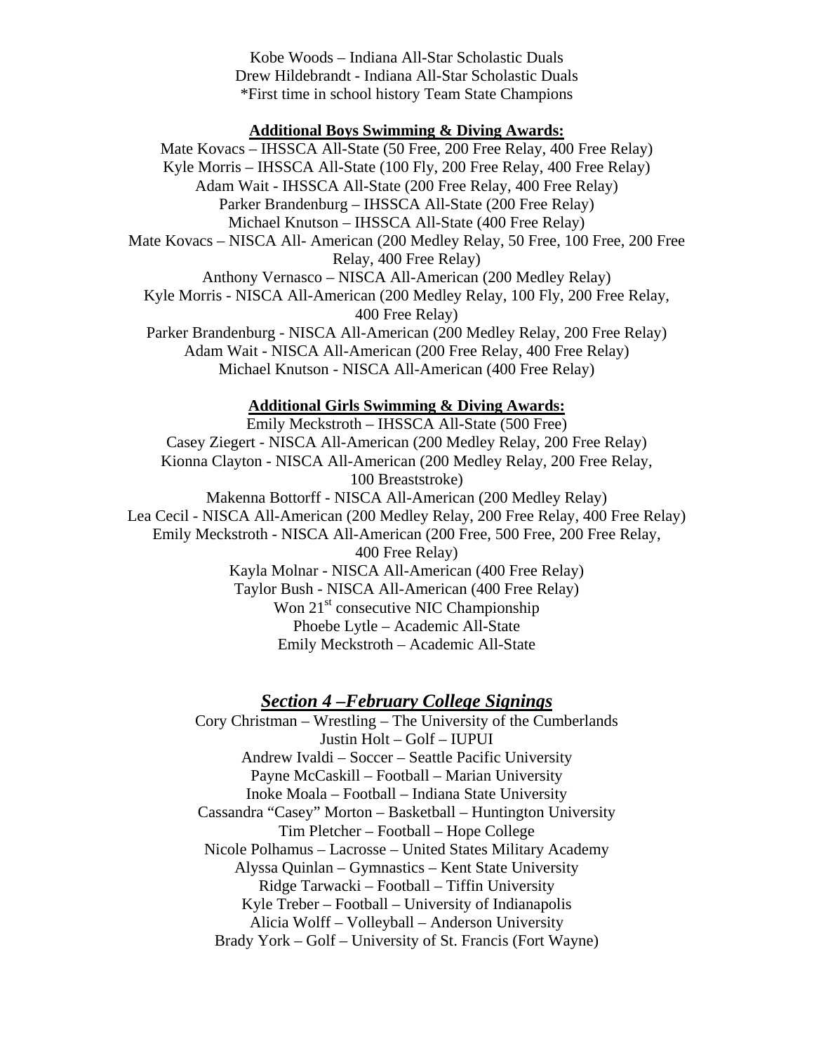Kobe Woods – Indiana All-Star Scholastic Duals
Drew Hildebrandt - Indiana All-Star Scholastic Duals
*First time in school history Team State Champions

**Additional Boys Swimming & Diving Awards:**

Mate Kovacs – IHSSCA All-State (50 Free, 200 Free Relay, 400 Free Relay)
Kyle Morris – IHSSCA All-State (100 Fly, 200 Free Relay, 400 Free Relay)
Adam Wait - IHSSCA All-State (200 Free Relay, 400 Free Relay)
Parker Brandenburg – IHSSCA All-State (200 Free Relay)
Michael Knutson – IHSSCA All-State (400 Free Relay)
Mate Kovacs – NISCA All- American (200 Medley Relay, 50 Free, 100 Free, 200 Free Relay, 400 Free Relay)
Anthony Vernasco – NISCA All-American (200 Medley Relay)
Kyle Morris - NISCA All-American (200 Medley Relay, 100 Fly, 200 Free Relay, 400 Free Relay)
Parker Brandenburg - NISCA All-American (200 Medley Relay, 200 Free Relay)
Adam Wait - NISCA All-American (200 Free Relay, 400 Free Relay)
Michael Knutson - NISCA All-American (400 Free Relay)

**Additional Girls Swimming & Diving Awards:**

Emily Meckstroth – IHSSCA All-State (500 Free)
Casey Ziegert - NISCA All-American (200 Medley Relay, 200 Free Relay)
Kionna Clayton - NISCA All-American (200 Medley Relay, 200 Free Relay, 100 Breaststroke)
Makenna Bottorff - NISCA All-American (200 Medley Relay)
Lea Cecil - NISCA All-American (200 Medley Relay, 200 Free Relay, 400 Free Relay)
Emily Meckstroth - NISCA All-American (200 Free, 500 Free, 200 Free Relay, 400 Free Relay)
Kayla Molnar - NISCA All-American (400 Free Relay)
Taylor Bush - NISCA All-American (400 Free Relay)
Won 21st consecutive NIC Championship
Phoebe Lytle – Academic All-State
Emily Meckstroth – Academic All-State

## *Section 4 –February College Signings*

Cory Christman – Wrestling – The University of the Cumberlands
Justin Holt – Golf – IUPUI
Andrew Ivaldi – Soccer – Seattle Pacific University
Payne McCaskill – Football – Marian University
Inoke Moala – Football – Indiana State University
Cassandra "Casey" Morton – Basketball – Huntington University
Tim Pletcher – Football – Hope College
Nicole Polhamus – Lacrosse – United States Military Academy
Alyssa Quinlan – Gymnastics – Kent State University
Ridge Tarwacki – Football – Tiffin University
Kyle Treber – Football – University of Indianapolis
Alicia Wolff – Volleyball – Anderson University
Brady York – Golf – University of St. Francis (Fort Wayne)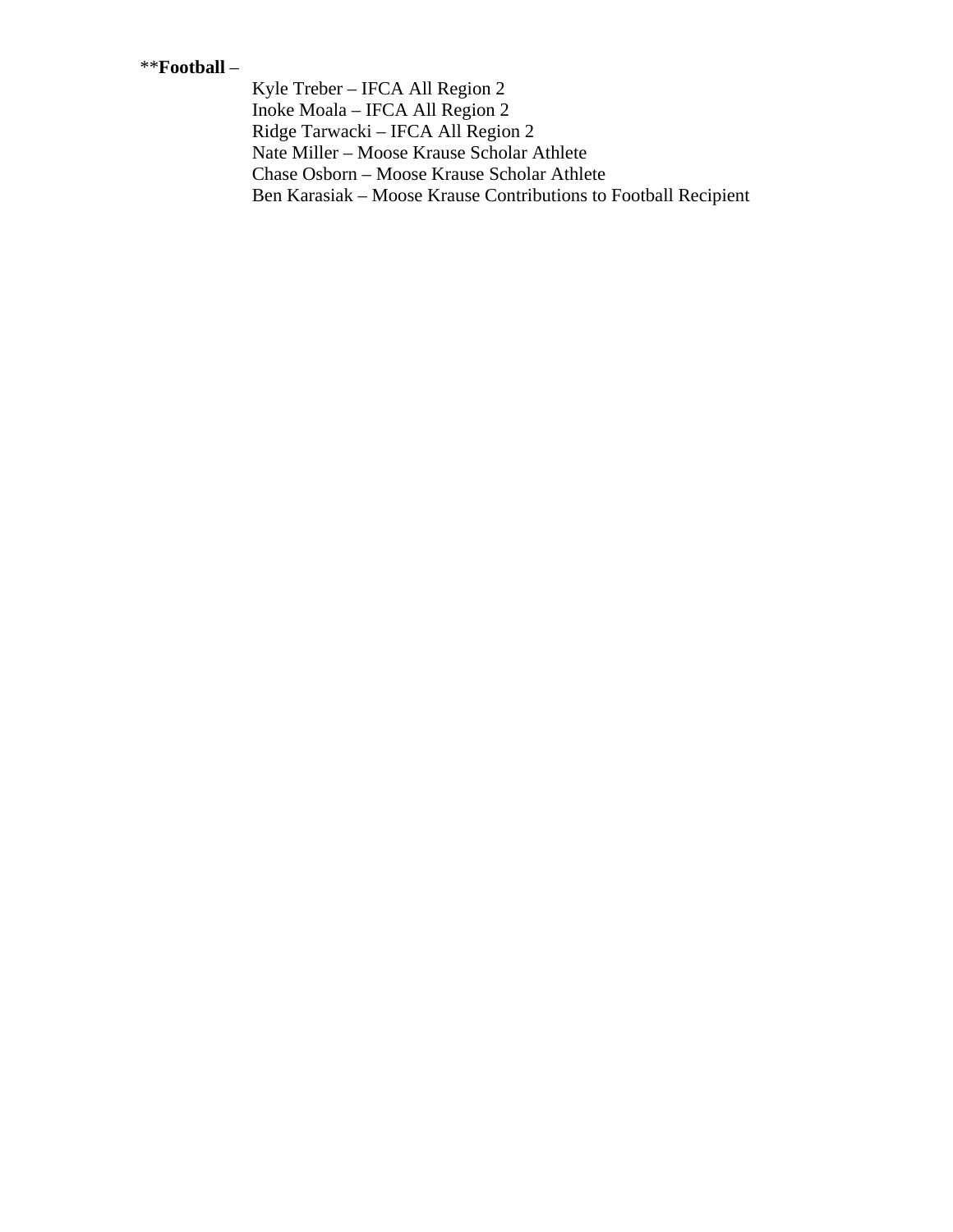**Football –

Kyle Treber – IFCA All Region 2
Inoke Moala – IFCA All Region 2
Ridge Tarwacki – IFCA All Region 2
Nate Miller – Moose Krause Scholar Athlete
Chase Osborn – Moose Krause Scholar Athlete
Ben Karasiak – Moose Krause Contributions to Football Recipient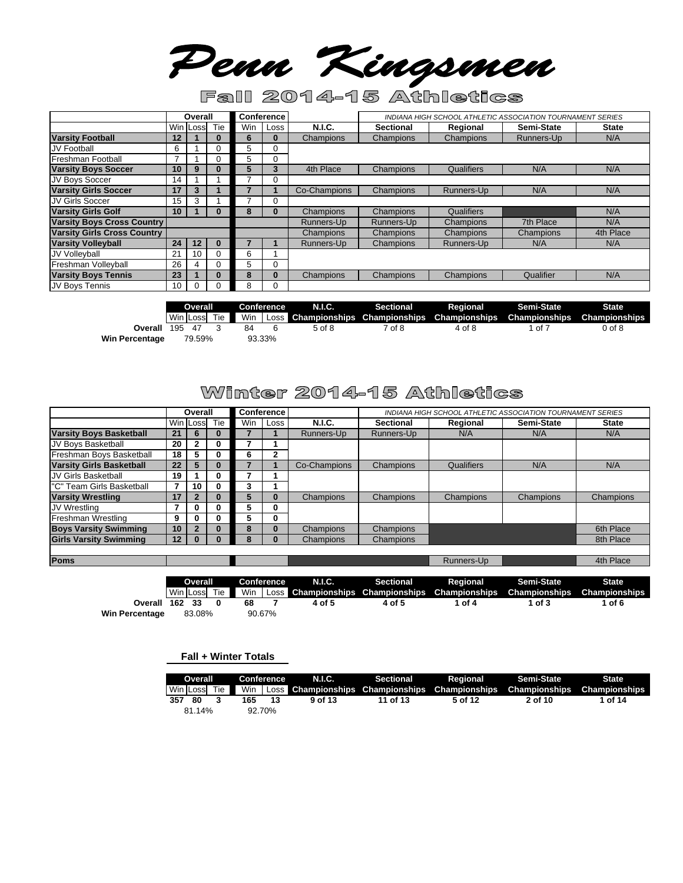# Penn Kingsmen

## Fall 2014-15 Athletics

| | Overall | | | Conference | | | *INDIANA HIGH SCHOOL ATHLETIC ASSOCIATION TOURNAMENT SERIES* | | | |
|---|---|---|---|---|---|---|---|---|---|---|
| | Win | Loss | Tie | Win | Loss | N.I.C. | Sectional | Regional | Semi-State | State |
| **Varsity Football** | **12** | **1** | **0** | **6** | **0** | Champions | Champions | Champions | Runners-Up | N/A |
| JV Football | 6 | 1 | 0 | 5 | 0 | | | | | |
| Freshman Football | 7 | 1 | 0 | 5 | 0 | | | | | |
| **Varsity Boys Soccer** | **10** | **9** | **0** | **5** | **3** | 4th Place | Champions | Qualifiers | N/A | N/A |
| JV Boys Soccer | 14 | 1 | 1 | 7 | 0 | | | | | |
| **Varsity Girls Soccer** | **17** | **3** | **1** | **7** | **1** | Co-Champions | Champions | Runners-Up | N/A | N/A |
| JV Girls Soccer | 15 | 3 | 1 | 7 | 0 | | | | | |
| **Varsity Girls Golf** | **10** | **1** | **0** | **8** | **0** | Champions | Champions | Qualifiers | | N/A |
| **Varsity Boys Cross Country** | | | | | | Runners-Up | Runners-Up | Champions | 7th Place | N/A |
| **Varsity Girls Cross Country** | | | | | | Champions | Champions | Champions | Champions | 4th Place |
| **Varsity Volleyball** | **24** | **12** | **0** | **7** | **1** | Runners-Up | Champions | Runners-Up | N/A | N/A |
| JV Volleyball | 21 | 10 | 0 | 6 | 1 | | | | | |
| Freshman Volleyball | 26 | 4 | 0 | 5 | 0 | | | | | |
| **Varsity Boys Tennis** | **23** | **1** | **0** | **8** | **0** | Champions | Champions | Champions | Qualifier | N/A |
| JV Boys Tennis | 10 | 0 | 0 | 8 | 0 | | | | | |

| | Overall | | | Conference | | N.I.C. | Sectional | Regional | Semi-State | State |
|---|---|---|---|---|---|---|---|---|---|---|
| | Win | Loss | Tie | Win | Loss | Championships | Championships | Championships | Championships | Championships |
| **Overall** | 195 | 47 | 3 | 84 | 6 | 5 of 8 | 7 of 8 | 4 of 8 | 1 of 7 | 0 of 8 |
| **Win Percentage** | 79.59% | | | 93.33% | | | | | | |

## Winter 2014-15 Athletics

| | Overall | | | Conference | | | *INDIANA HIGH SCHOOL ATHLETIC ASSOCIATION TOURNAMENT SERIES* | | | |
|---|---|---|---|---|---|---|---|---|---|---|
| | Win | Loss | Tie | Win | Loss | N.I.C. | Sectional | Regional | Semi-State | State |
| **Varsity Boys Basketball** | **21** | **6** | **0** | **7** | **1** | Runners-Up | Runners-Up | N/A | N/A | N/A |
| JV Boys Basketball | 20 | 2 | 0 | 7 | 1 | | | | | |
| Freshman Boys Basketball | 18 | 5 | 0 | 6 | 2 | | | | | |
| **Varsity Girls Basketball** | **22** | **5** | **0** | **7** | **1** | Co-Champions | Champions | Qualifiers | N/A | N/A |
| JV Girls Basketball | 19 | 1 | 0 | 7 | 1 | | | | | |
| "C" Team Girls Basketball | 7 | 10 | 0 | 3 | 1 | | | | | |
| **Varsity Wrestling** | **17** | **2** | **0** | **5** | **0** | Champions | Champions | Champions | Champions | Champions |
| JV Wrestling | 7 | 0 | 0 | 5 | 0 | | | | | |
| Freshman Wrestling | 9 | 0 | 0 | 5 | 0 | | | | | |
| **Boys Varsity Swimming** | **10** | **2** | **0** | **8** | **0** | Champions | Champions | | | 6th Place |
| **Girls Varsity Swimming** | **12** | **0** | **0** | **8** | **0** | Champions | Champions | | | 8th Place |
| | | | | | | | | | | |
| **Poms** | | | | | | | | Runners-Up | | 4th Place |

| | Overall | | | Conference | | N.I.C. | Sectional | Regional | Semi-State | State |
|---|---|---|---|---|---|---|---|---|---|---|
| | Win | Loss | Tie | Win | Loss | Championships | Championships | Championships | Championships | Championships |
| **Overall** | **162** | **33** | **0** | **68** | **7** | **4 of 5** | **4 of 5** | **1 of 4** | **1 of 3** | **1 of 6** |
| **Win Percentage** | 83.08% | | | 90.67% | | | | | | |

### Fall + Winter Totals

| Overall | | | Conference | | N.I.C. | Sectional | Regional | Semi-State | State |
|---|---|---|---|---|---|---|---|---|---|
| Win | Loss | Tie | Win | Loss | Championships | Championships | Championships | Championships | Championships |
| **357** | **80** | **3** | **165** | **13** | **9 of 13** | **11 of 13** | **5 of 12** | **2 of 10** | **1 of 14** |
| 81.14% | | | 92.70% | | | | | | |